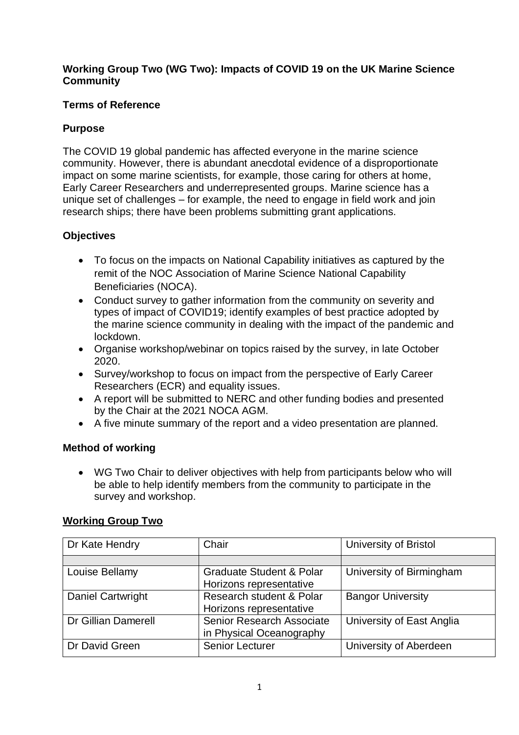**Working Group Two (WG Two): Impacts of COVID 19 on the UK Marine Science Community**

**Terms of Reference**

**Purpose**

The COVID 19 global pandemic has affected everyone in the marine science community. However, there is abundant anecdotal evidence of a disproportionate impact on some marine scientists, for example, those caring for others at home, Early Career Researchers and underrepresented groups. Marine science has a unique set of challenges – for example, the need to engage in field work and join research ships; there have been problems submitting grant applications.

**Objectives**

- To focus on the impacts on National Capability initiatives as captured by the remit of the NOC Association of Marine Science National Capability Beneficiaries (NOCA).
- Conduct survey to gather information from the community on severity and types of impact of COVID19; identify examples of best practice adopted by the marine science community in dealing with the impact of the pandemic and lockdown.
- Organise workshop/webinar on topics raised by the survey, in late October 2020.
- Survey/workshop to focus on impact from the perspective of Early Career Researchers (ECR) and equality issues.
- A report will be submitted to NERC and other funding bodies and presented by the Chair at the 2021 NOCA AGM.
- A five minute summary of the report and a video presentation are planned.

**Method of working**

- WG Two Chair to deliver objectives with help from participants below who will be able to help identify members from the community to participate in the survey and workshop.

**<u>Working Group Two</u>**

| Dr Kate Hendry | Chair | University of Bristol |
|---|---|---|
| | | |
| Louise Bellamy | Graduate Student & Polar Horizons representative | University of Birmingham |
| Daniel Cartwright | Research student & Polar Horizons representative | Bangor University |
| Dr Gillian Damerell | Senior Research Associate in Physical Oceanography | University of East Anglia |
| Dr David Green | Senior Lecturer | University of Aberdeen |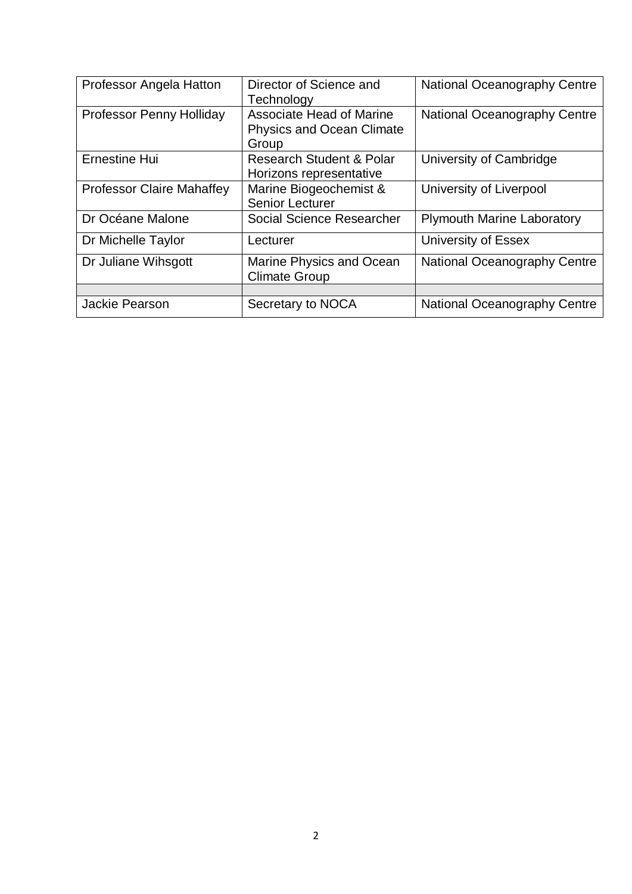| | | |
|---|---|---|
| Professor Angela Hatton | Director of Science and Technology | National Oceanography Centre |
| Professor Penny Holliday | Associate Head of Marine Physics and Ocean Climate Group | National Oceanography Centre |
| Ernestine Hui | Research Student & Polar Horizons representative | University of Cambridge |
| Professor Claire Mahaffey | Marine Biogeochemist & Senior Lecturer | University of Liverpool |
| Dr Océane Malone | Social Science Researcher | Plymouth Marine Laboratory |
| Dr Michelle Taylor | Lecturer | University of Essex |
| Dr Juliane Wihsgott | Marine Physics and Ocean Climate Group | National Oceanography Centre |
| | | |
| Jackie Pearson | Secretary to NOCA | National Oceanography Centre |